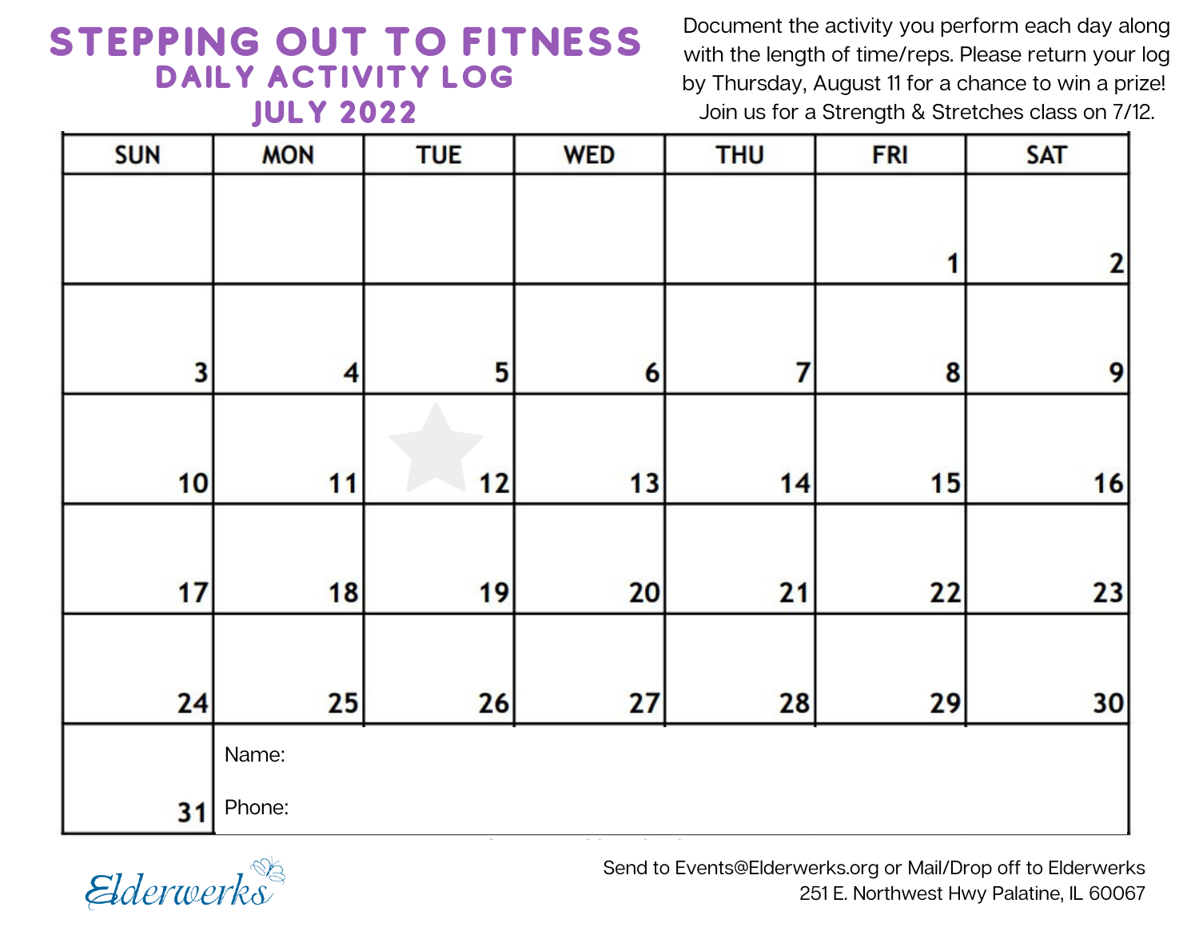# STEPPING OUT TO FITNESS

## DAILY ACTIVITY LOG

## JULY 2022

Document the activity you perform each day along with the length of time/reps. Please return your log by Thursday, August 11 for a chance to win a prize! Join us for a Strength & Stretches class on 7/12.

| SUN | MON | TUE | WED | THU | FRI | SAT |
|---|---|---|---|---|---|---|
| | | | | | 1 | 2 |
| 3 | 4 | 5 | 6 | 7 | 8 | 9 |
| 10 | 11 | 12 | 13 | 14 | 15 | 16 |
| 17 | 18 | 19 | 20 | 21 | 22 | 23 |
| 24 | 25 | 26 | 27 | 28 | 29 | 30 |
| 31 | Name: Phone: | | | | | |

Elderwerks

Send to Events@Elderwerks.org or Mail/Drop off to Elderwerks
251 E. Northwest Hwy Palatine, IL 60067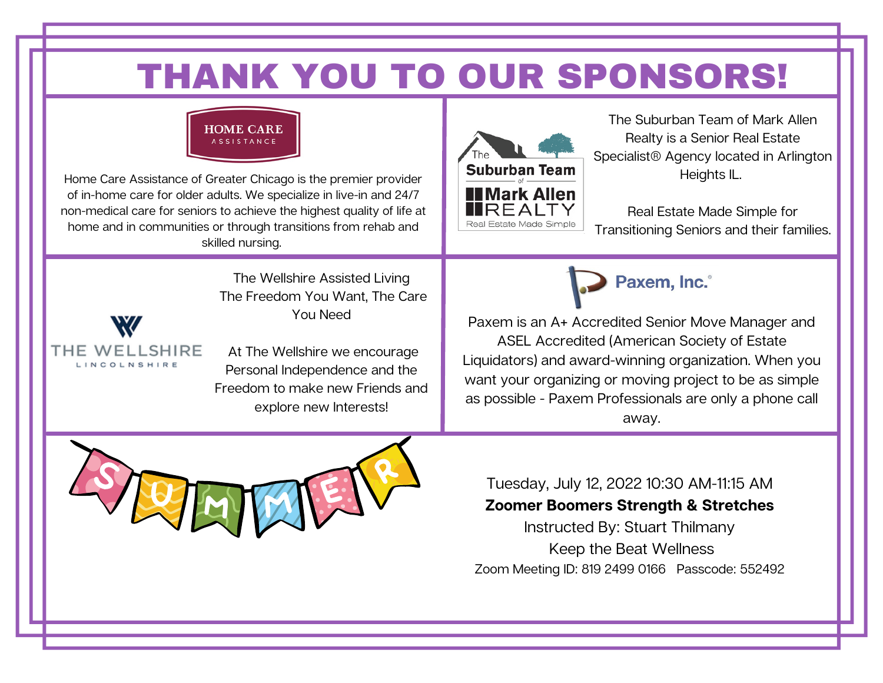# THANK YOU TO OUR SPONSORS!

HOME CARE ASSISTANCE

Home Care Assistance of Greater Chicago is the premier provider of in-home care for older adults. We specialize in live-in and 24/7 non-medical care for seniors to achieve the highest quality of life at home and in communities or through transitions from rehab and skilled nursing.

The Suburban Team of Mark Allen Realty — Real Estate Made Simple

The Suburban Team of Mark Allen Realty is a Senior Real Estate Specialist® Agency located in Arlington Heights IL.

Real Estate Made Simple for Transitioning Seniors and their families.

THE WELLSHIRE LINCOLNSHIRE

The Wellshire Assisted Living
The Freedom You Want, The Care You Need

At The Wellshire we encourage Personal Independence and the Freedom to make new Friends and explore new Interests!

Paxem, Inc.®

Paxem is an A+ Accredited Senior Move Manager and ASEL Accredited (American Society of Estate Liquidators) and award-winning organization. When you want your organizing or moving project to be as simple as possible - Paxem Professionals are only a phone call away.

SUMMER

Tuesday, July 12, 2022 10:30 AM-11:15 AM
**Zoomer Boomers Strength & Stretches**
Instructed By: Stuart Thilmany
Keep the Beat Wellness
Zoom Meeting ID: 819 2499 0166   Passcode: 552492